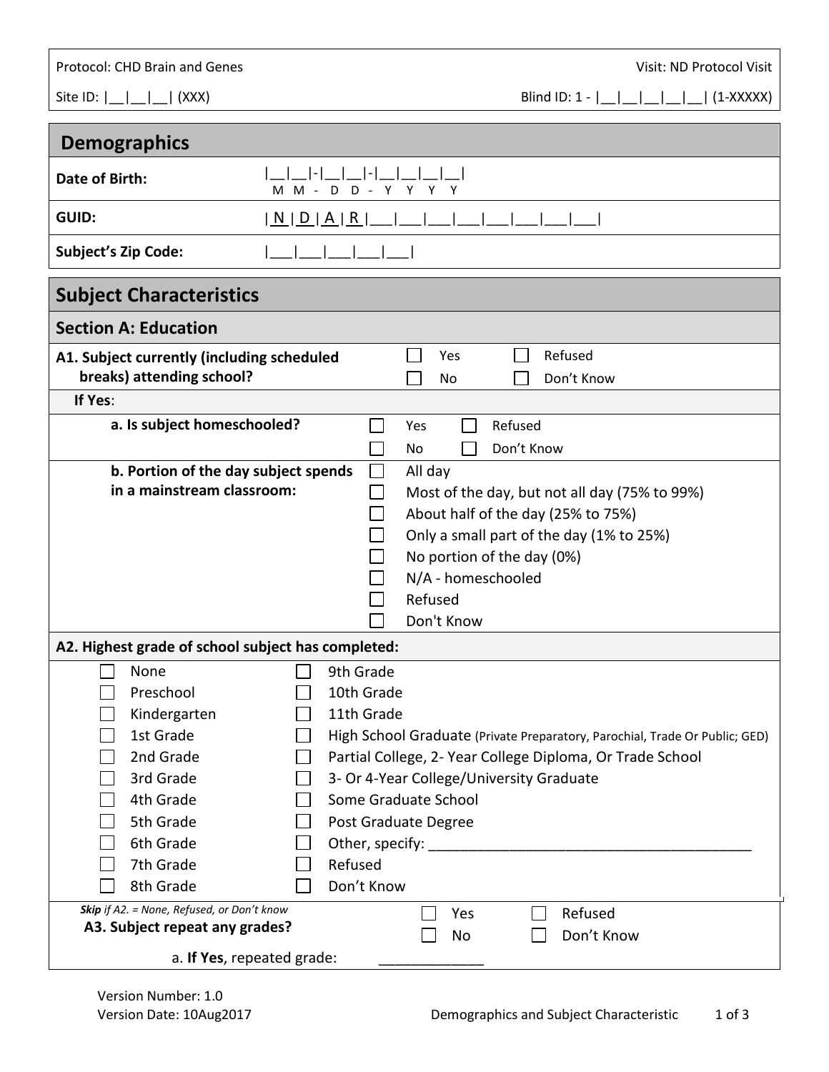Protocol: CHD Brain and Genes

Visit: ND Protocol Visit

Site ID: |__|__|__| (XXX)

Blind ID: 1 - |__|__|__|__|__| (1-XXXXX)

## Demographics

| | |
|---|---|
| **Date of Birth:** | \|__\|__\|-\|__\|__\|-\|__\|__\|__\|__\| (M M - D D - Y Y Y Y) |
| **GUID:** | \|N\|D\|A\|R\|___\|___\|___\|___\|___\|___\|___\|___\| |
| **Subject's Zip Code:** | \|___\|___\|___\|___\|___\| |

## Subject Characteristics

### Section A: Education

**A1. Subject currently (including scheduled breaks) attending school?**

- ☐ Yes
- ☐ No
- ☐ Refused
- ☐ Don't Know

**If Yes**:

**a. Is subject homeschooled?**

- ☐ Yes
- ☐ No
- ☐ Refused
- ☐ Don't Know

**b. Portion of the day subject spends in a mainstream classroom:**

- ☐ All day
- ☐ Most of the day, but not all day (75% to 99%)
- ☐ About half of the day (25% to 75%)
- ☐ Only a small part of the day (1% to 25%)
- ☐ No portion of the day (0%)
- ☐ N/A - homeschooled
- ☐ Refused
- ☐ Don't Know

**A2. Highest grade of school subject has completed:**

- ☐ None
- ☐ Preschool
- ☐ Kindergarten
- ☐ 1st Grade
- ☐ 2nd Grade
- ☐ 3rd Grade
- ☐ 4th Grade
- ☐ 5th Grade
- ☐ 6th Grade
- ☐ 7th Grade
- ☐ 8th Grade
- ☐ 9th Grade
- ☐ 10th Grade
- ☐ 11th Grade
- ☐ High School Graduate (Private Preparatory, Parochial, Trade Or Public; GED)
- ☐ Partial College, 2- Year College Diploma, Or Trade School
- ☐ 3- Or 4-Year College/University Graduate
- ☐ Some Graduate School
- ☐ Post Graduate Degree
- ☐ Other, specify: ________________________________________
- ☐ Refused
- ☐ Don't Know

***Skip*** *if A2. = None, Refused, or Don't know*

**A3. Subject repeat any grades?**

- ☐ Yes
- ☐ No
- ☐ Refused
- ☐ Don't Know

a. **If Yes**, repeated grade: ____________

Version Number: 1.0

Version Date: 10Aug2017

Demographics and Subject Characteristic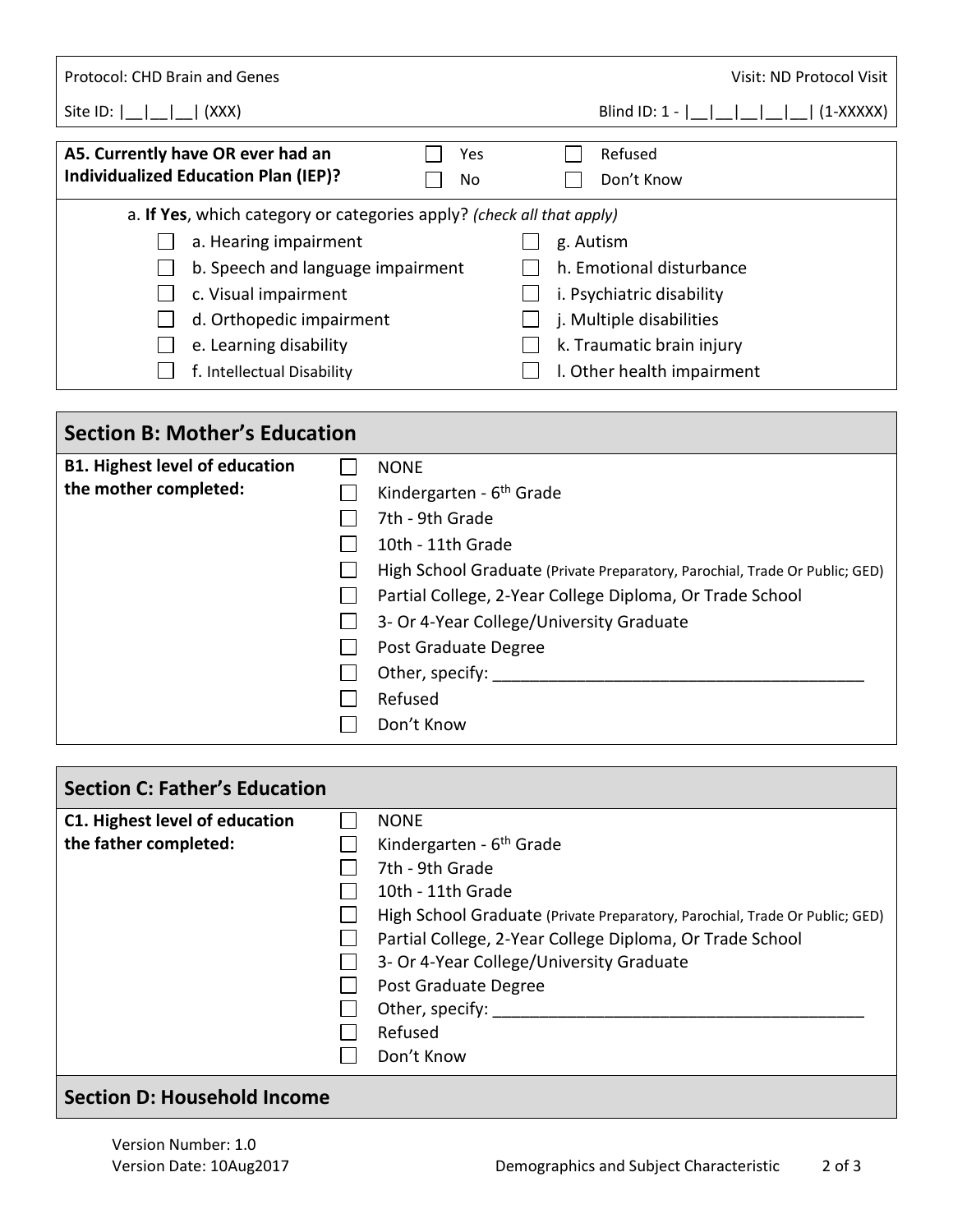Protocol: CHD Brain and Genes | Visit: ND Protocol Visit

Site ID: |__|__|__| (XXX) | Blind ID: 1 - |__|__|__|__|__| (1-XXXXX)

**A5. Currently have OR ever had an Individualized Education Plan (IEP)?**

☐ Yes ☐ Refused
☐ No ☐ Don't Know

a. **If Yes**, which category or categories apply? *(check all that apply)*

- ☐ a. Hearing impairment
- ☐ b. Speech and language impairment
- ☐ c. Visual impairment
- ☐ d. Orthopedic impairment
- ☐ e. Learning disability
- ☐ f. Intellectual Disability
- ☐ g. Autism
- ☐ h. Emotional disturbance
- ☐ i. Psychiatric disability
- ☐ j. Multiple disabilities
- ☐ k. Traumatic brain injury
- ☐ l. Other health impairment

## Section B: Mother's Education

**B1. Highest level of education the mother completed:**

- ☐ NONE
- ☐ Kindergarten - 6th Grade
- ☐ 7th - 9th Grade
- ☐ 10th - 11th Grade
- ☐ High School Graduate (Private Preparatory, Parochial, Trade Or Public; GED)
- ☐ Partial College, 2-Year College Diploma, Or Trade School
- ☐ 3- Or 4-Year College/University Graduate
- ☐ Post Graduate Degree
- ☐ Other, specify: ________________________________________
- ☐ Refused
- ☐ Don't Know

## Section C: Father's Education

**C1. Highest level of education the father completed:**

- ☐ NONE
- ☐ Kindergarten - 6th Grade
- ☐ 7th - 9th Grade
- ☐ 10th - 11th Grade
- ☐ High School Graduate (Private Preparatory, Parochial, Trade Or Public; GED)
- ☐ Partial College, 2-Year College Diploma, Or Trade School
- ☐ 3- Or 4-Year College/University Graduate
- ☐ Post Graduate Degree
- ☐ Other, specify: ________________________________________
- ☐ Refused
- ☐ Don't Know

## Section D: Household Income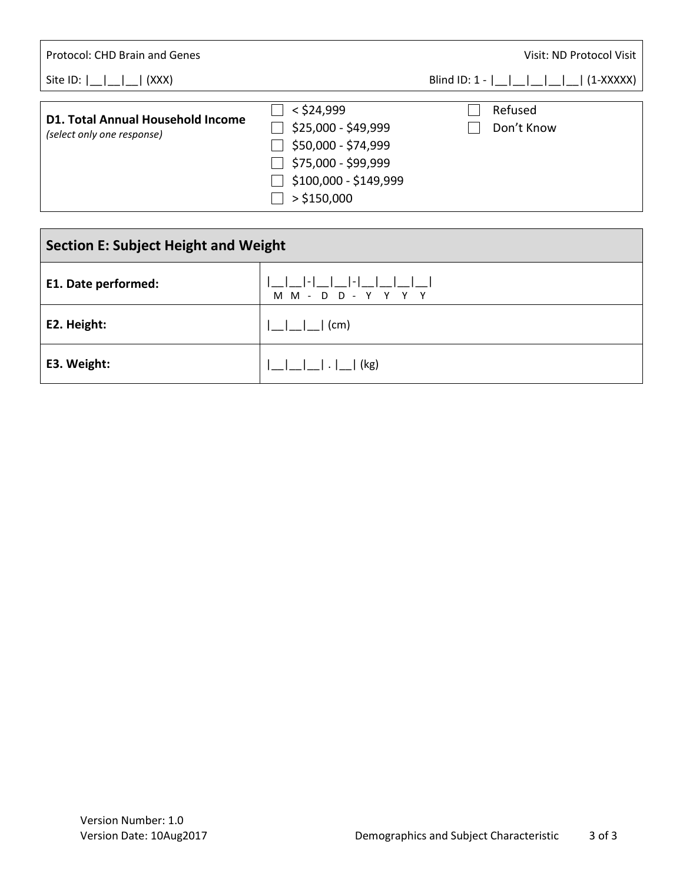| Protocol: CHD Brain and Genes | Visit: ND Protocol Visit |
| --- | --- |
| Site ID: \|__\|__\|__\| (XXX) | Blind ID: 1 - \|__\|__\|__\|__\|__\| (1-XXXXX) |

| | | |
| --- | --- | --- |
| **D1. Total Annual Household Income** *(select only one response)* | ☐ < $24,999<br>☐ $25,000 - $49,999<br>☐ $50,000 - $74,999<br>☐ $75,000 - $99,999<br>☐ $100,000 - $149,999<br>☐ > $150,000 | ☐ Refused<br>☐ Don't Know |

| **Section E: Subject Height and Weight** | |
| --- | --- |
| **E1. Date performed:** | \|__\|__\|-\|__\|__\|-\|__\|__\|__\|__\|<br>M M - D D - Y Y Y Y |
| **E2. Height:** | \|__\|__\|__\| (cm) |
| **E3. Weight:** | \|__\|__\|__\| . \|__\| (kg) |

Version Number: 1.0
Version Date: 10Aug2017 Demographics and Subject Characteristic